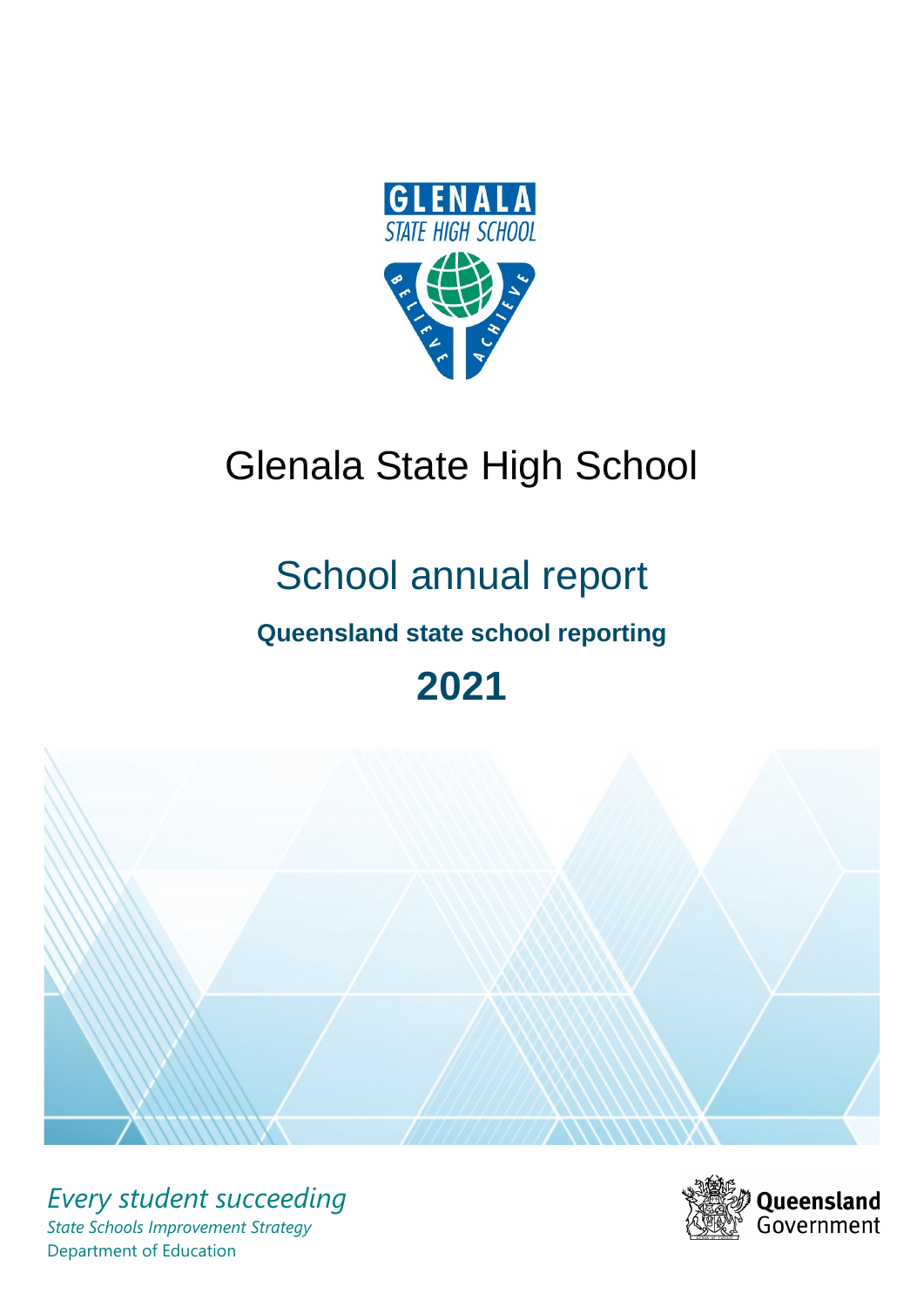# Glenala State High School

## School annual report

**Queensland state school reporting**

**2021**

*Every student succeeding*

*State Schools Improvement Strategy*

Department of Education

Queensland Government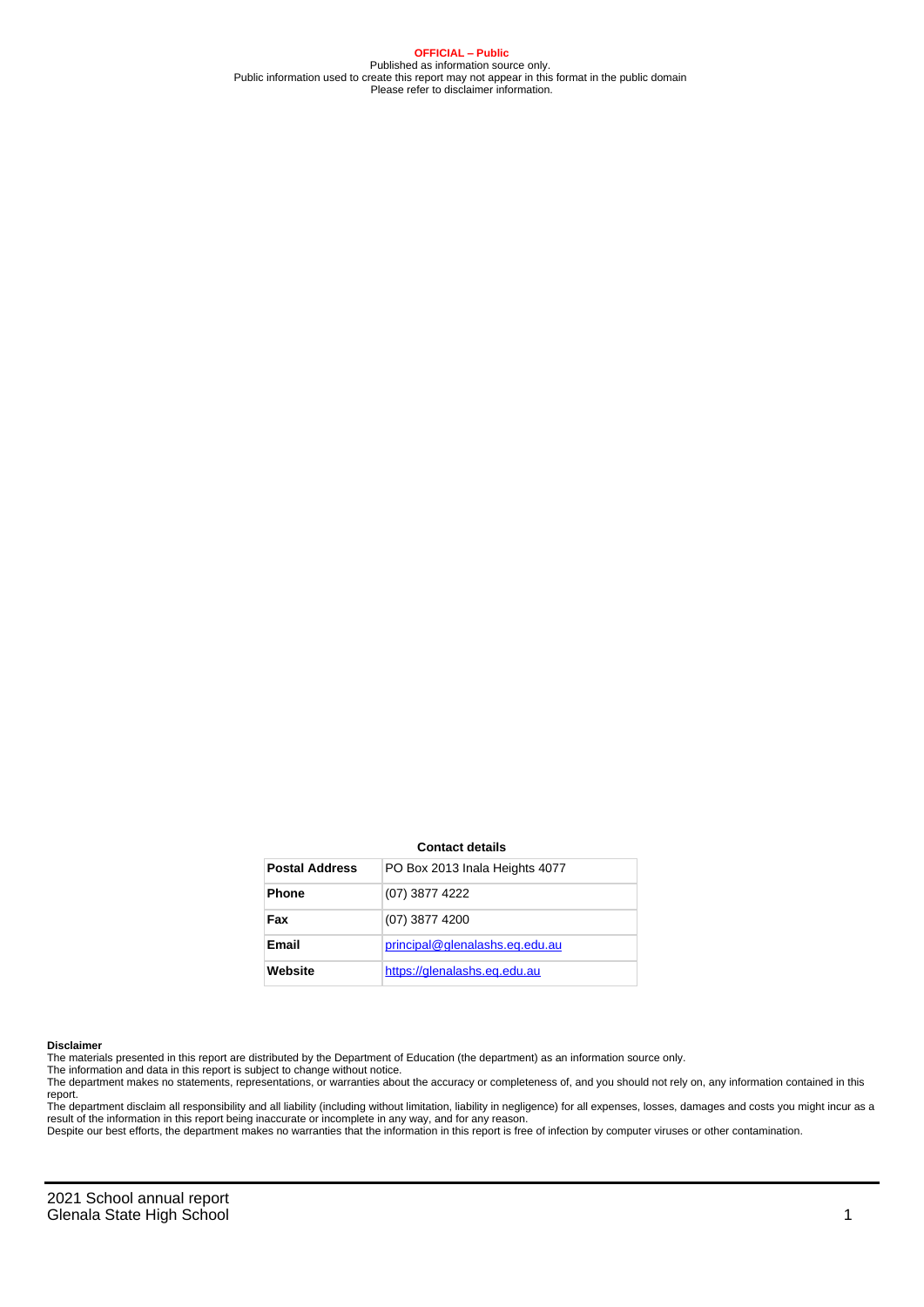**OFFICIAL – Public**
Published as information source only.
Public information used to create this report may not appear in this format in the public domain
Please refer to disclaimer information.

**Contact details**

| | |
|---|---|
| **Postal Address** | PO Box 2013 Inala Heights 4077 |
| **Phone** | (07) 3877 4222 |
| **Fax** | (07) 3877 4200 |
| **Email** | principal@glenalashs.eq.edu.au |
| **Website** | https://glenalashs.eq.edu.au |

**Disclaimer**
The materials presented in this report are distributed by the Department of Education (the department) as an information source only.
The information and data in this report is subject to change without notice.
The department makes no statements, representations, or warranties about the accuracy or completeness of, and you should not rely on, any information contained in this report.
The department disclaim all responsibility and all liability (including without limitation, liability in negligence) for all expenses, losses, damages and costs you might incur as a result of the information in this report being inaccurate or incomplete in any way, and for any reason.
Despite our best efforts, the department makes no warranties that the information in this report is free of infection by computer viruses or other contamination.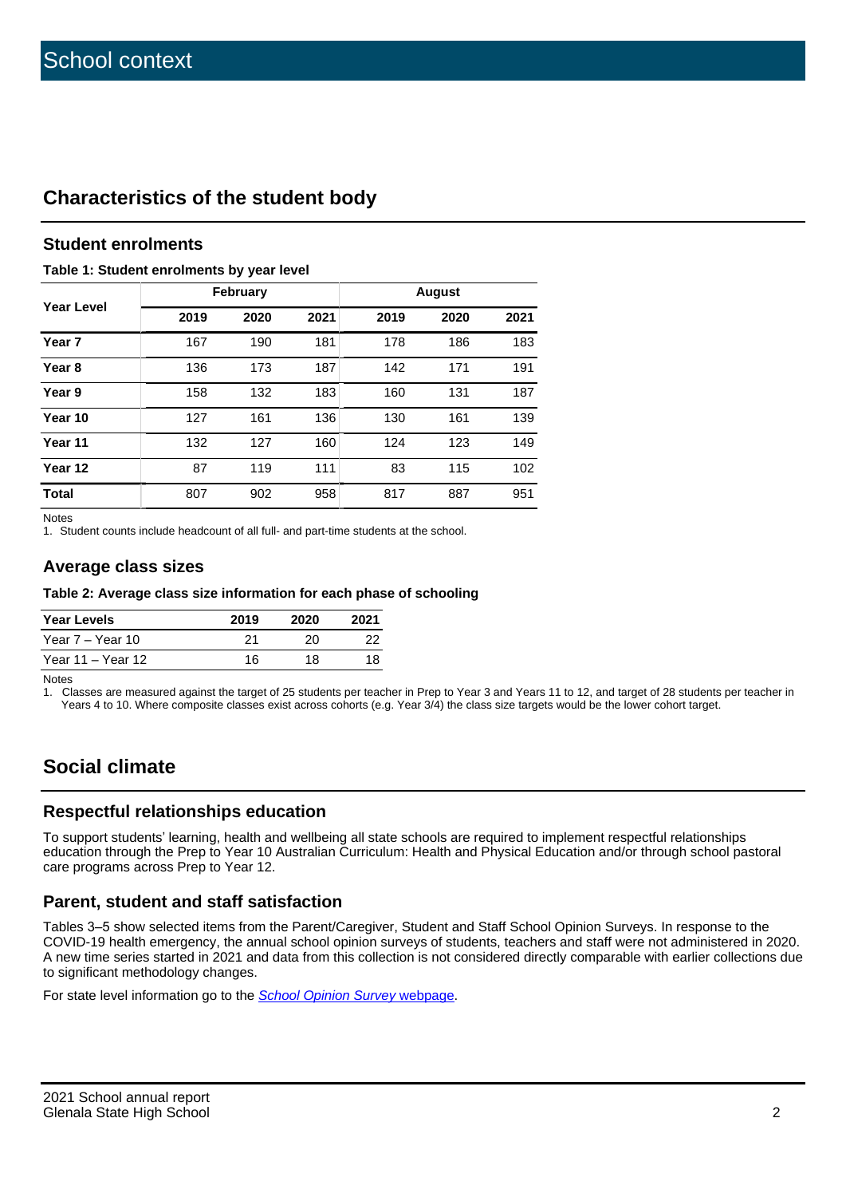# School context

## Characteristics of the student body

### Student enrolments

**Table 1: Student enrolments by year level**

| Year Level | February | | | August | | |
|---|---|---|---|---|---|---|
| | 2019 | 2020 | 2021 | 2019 | 2020 | 2021 |
| **Year 7** | 167 | 190 | 181 | 178 | 186 | 183 |
| **Year 8** | 136 | 173 | 187 | 142 | 171 | 191 |
| **Year 9** | 158 | 132 | 183 | 160 | 131 | 187 |
| **Year 10** | 127 | 161 | 136 | 130 | 161 | 139 |
| **Year 11** | 132 | 127 | 160 | 124 | 123 | 149 |
| **Year 12** | 87 | 119 | 111 | 83 | 115 | 102 |
| **Total** | 807 | 902 | 958 | 817 | 887 | 951 |

Notes

1. Student counts include headcount of all full- and part-time students at the school.

### Average class sizes

**Table 2: Average class size information for each phase of schooling**

| Year Levels | 2019 | 2020 | 2021 |
|---|---|---|---|
| Year 7 – Year 10 | 21 | 20 | 22 |
| Year 11 – Year 12 | 16 | 18 | 18 |

Notes

1. Classes are measured against the target of 25 students per teacher in Prep to Year 3 and Years 11 to 12, and target of 28 students per teacher in Years 4 to 10. Where composite classes exist across cohorts (e.g. Year 3/4) the class size targets would be the lower cohort target.

## Social climate

### Respectful relationships education

To support students' learning, health and wellbeing all state schools are required to implement respectful relationships education through the Prep to Year 10 Australian Curriculum: Health and Physical Education and/or through school pastoral care programs across Prep to Year 12.

### Parent, student and staff satisfaction

Tables 3–5 show selected items from the Parent/Caregiver, Student and Staff School Opinion Surveys. In response to the COVID-19 health emergency, the annual school opinion surveys of students, teachers and staff were not administered in 2020. A new time series started in 2021 and data from this collection is not considered directly comparable with earlier collections due to significant methodology changes.

For state level information go to the *School Opinion Survey* webpage.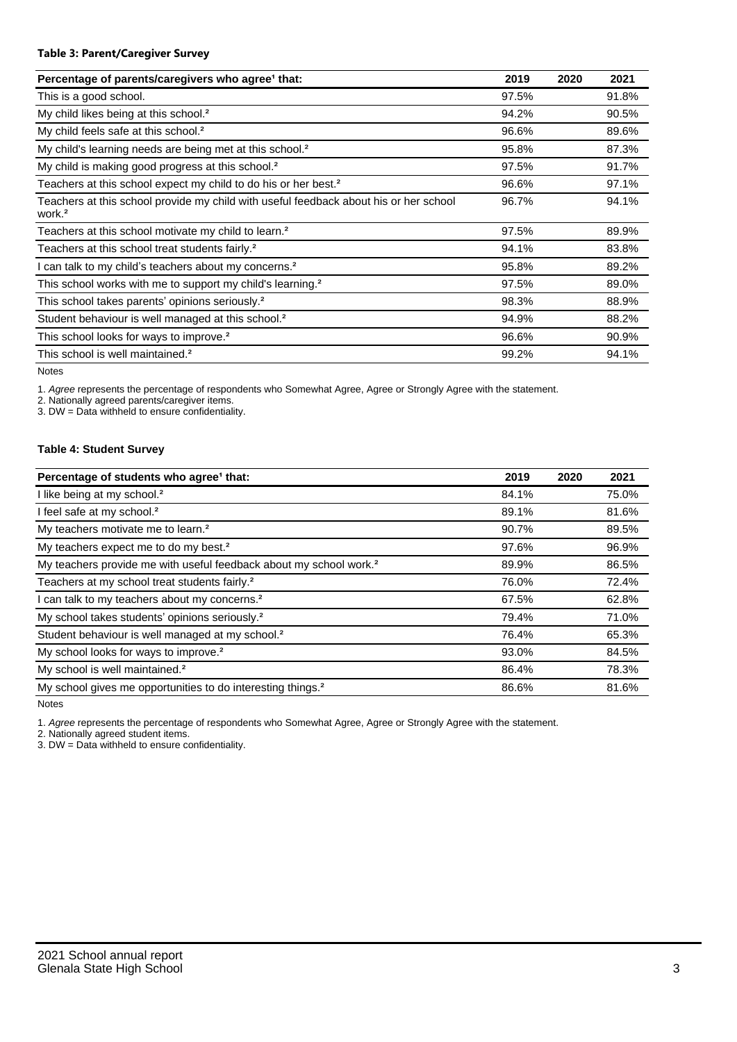**Table 3: Parent/Caregiver Survey**

| Percentage of parents/caregivers who agree[1] that: | 2019 | 2020 | 2021 |
|---|---|---|---|
| This is a good school. | 97.5% | | 91.8% |
| My child likes being at this school.[2] | 94.2% | | 90.5% |
| My child feels safe at this school.[2] | 96.6% | | 89.6% |
| My child's learning needs are being met at this school.[2] | 95.8% | | 87.3% |
| My child is making good progress at this school.[2] | 97.5% | | 91.7% |
| Teachers at this school expect my child to do his or her best.[2] | 96.6% | | 97.1% |
| Teachers at this school provide my child with useful feedback about his or her school work.[2] | 96.7% | | 94.1% |
| Teachers at this school motivate my child to learn.[2] | 97.5% | | 89.9% |
| Teachers at this school treat students fairly.[2] | 94.1% | | 83.8% |
| I can talk to my child's teachers about my concerns.[2] | 95.8% | | 89.2% |
| This school works with me to support my child's learning.[2] | 97.5% | | 89.0% |
| This school takes parents' opinions seriously.[2] | 98.3% | | 88.9% |
| Student behaviour is well managed at this school.[2] | 94.9% | | 88.2% |
| This school looks for ways to improve.[2] | 96.6% | | 90.9% |
| This school is well maintained.[2] | 99.2% | | 94.1% |

Notes

1. *Agree* represents the percentage of respondents who Somewhat Agree, Agree or Strongly Agree with the statement.
2. Nationally agreed parents/caregiver items.
3. DW = Data withheld to ensure confidentiality.

**Table 4: Student Survey**

| Percentage of students who agree[1] that: | 2019 | 2020 | 2021 |
|---|---|---|---|
| I like being at my school.[2] | 84.1% | | 75.0% |
| I feel safe at my school.[2] | 89.1% | | 81.6% |
| My teachers motivate me to learn.[2] | 90.7% | | 89.5% |
| My teachers expect me to do my best.[2] | 97.6% | | 96.9% |
| My teachers provide me with useful feedback about my school work.[2] | 89.9% | | 86.5% |
| Teachers at my school treat students fairly.[2] | 76.0% | | 72.4% |
| I can talk to my teachers about my concerns.[2] | 67.5% | | 62.8% |
| My school takes students' opinions seriously.[2] | 79.4% | | 71.0% |
| Student behaviour is well managed at my school.[2] | 76.4% | | 65.3% |
| My school looks for ways to improve.[2] | 93.0% | | 84.5% |
| My school is well maintained.[2] | 86.4% | | 78.3% |
| My school gives me opportunities to do interesting things.[2] | 86.6% | | 81.6% |

Notes

1. *Agree* represents the percentage of respondents who Somewhat Agree, Agree or Strongly Agree with the statement.
2. Nationally agreed student items.
3. DW = Data withheld to ensure confidentiality.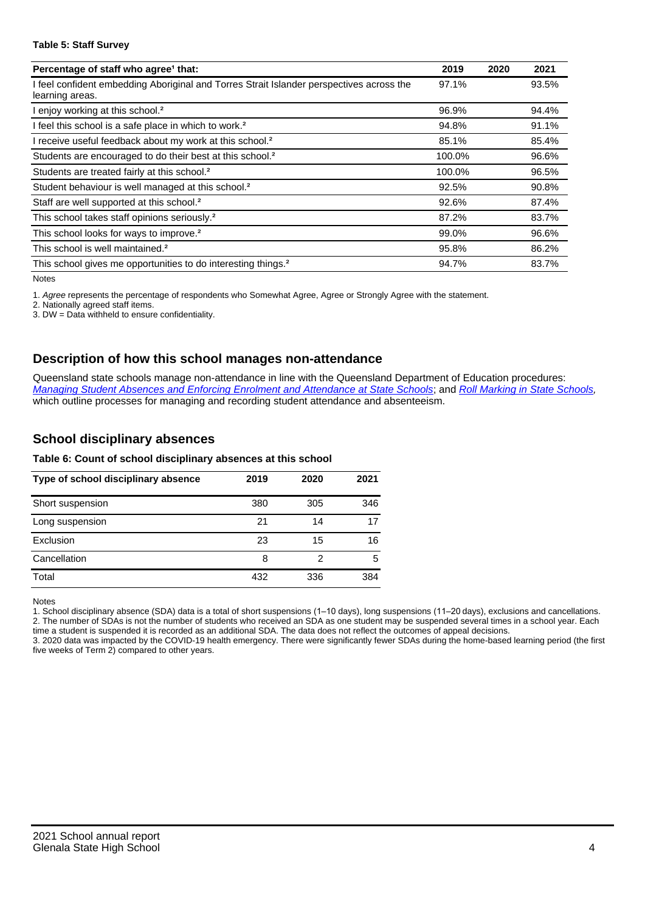**Table 5: Staff Survey**

| Percentage of staff who agree[1] that: | 2019 | 2020 | 2021 |
|---|---|---|---|
| I feel confident embedding Aboriginal and Torres Strait Islander perspectives across the learning areas. | 97.1% | | 93.5% |
| I enjoy working at this school.[2] | 96.9% | | 94.4% |
| I feel this school is a safe place in which to work.[2] | 94.8% | | 91.1% |
| I receive useful feedback about my work at this school.[2] | 85.1% | | 85.4% |
| Students are encouraged to do their best at this school.[2] | 100.0% | | 96.6% |
| Students are treated fairly at this school.[2] | 100.0% | | 96.5% |
| Student behaviour is well managed at this school.[2] | 92.5% | | 90.8% |
| Staff are well supported at this school.[2] | 92.6% | | 87.4% |
| This school takes staff opinions seriously.[2] | 87.2% | | 83.7% |
| This school looks for ways to improve.[2] | 99.0% | | 96.6% |
| This school is well maintained.[2] | 95.8% | | 86.2% |
| This school gives me opportunities to do interesting things.[2] | 94.7% | | 83.7% |

Notes

1. *Agree* represents the percentage of respondents who Somewhat Agree, Agree or Strongly Agree with the statement.
2. Nationally agreed staff items.
3. DW = Data withheld to ensure confidentiality.

## Description of how this school manages non-attendance

Queensland state schools manage non-attendance in line with the Queensland Department of Education procedures: *Managing Student Absences and Enforcing Enrolment and Attendance at State Schools*; and *Roll Marking in State Schools*, which outline processes for managing and recording student attendance and absenteeism.

## School disciplinary absences

**Table 6: Count of school disciplinary absences at this school**

| Type of school disciplinary absence | 2019 | 2020 | 2021 |
|---|---|---|---|
| Short suspension | 380 | 305 | 346 |
| Long suspension | 21 | 14 | 17 |
| Exclusion | 23 | 15 | 16 |
| Cancellation | 8 | 2 | 5 |
| Total | 432 | 336 | 384 |

Notes

1. School disciplinary absence (SDA) data is a total of short suspensions (1–10 days), long suspensions (11–20 days), exclusions and cancellations.
2. The number of SDAs is not the number of students who received an SDA as one student may be suspended several times in a school year. Each time a student is suspended it is recorded as an additional SDA. The data does not reflect the outcomes of appeal decisions.
3. 2020 data was impacted by the COVID-19 health emergency. There were significantly fewer SDAs during the home-based learning period (the first five weeks of Term 2) compared to other years.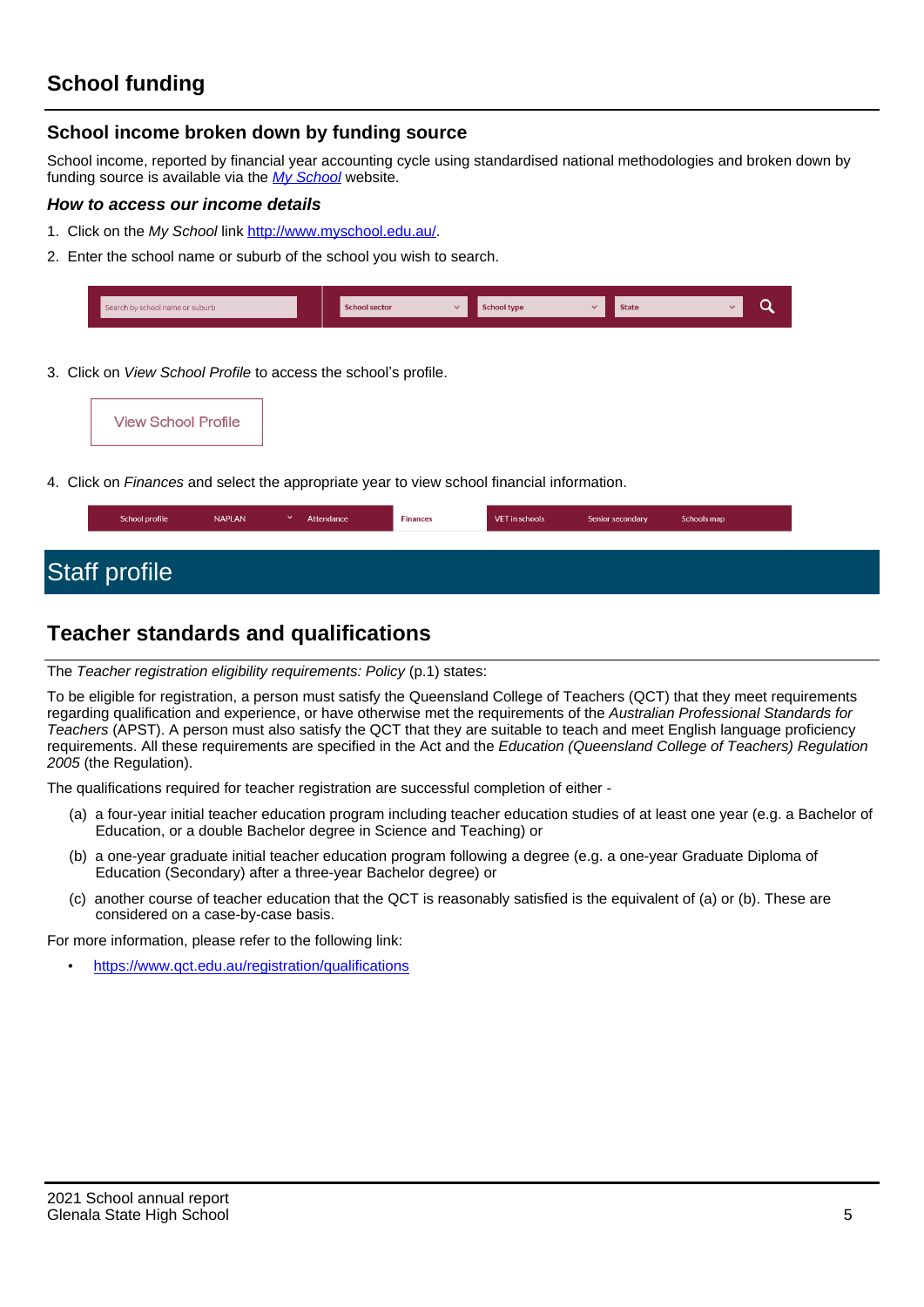## School funding

### School income broken down by funding source

School income, reported by financial year accounting cycle using standardised national methodologies and broken down by funding source is available via the *[My School](http://www.myschool.edu.au/)* website.

#### *How to access our income details*

1. Click on the *My School* link http://www.myschool.edu.au/.
2. Enter the school name or suburb of the school you wish to search.

| Search by school name or suburb | School sector | School type | State |
|---|---|---|---|

3. Click on *View School Profile* to access the school's profile.

View School Profile

4. Click on *Finances* and select the appropriate year to view school financial information.

| School profile | NAPLAN | Attendance | Finances | VET in schools | Senior secondary | Schools map |
|---|---|---|---|---|---|---|

# Staff profile

## Teacher standards and qualifications

The *Teacher registration eligibility requirements: Policy* (p.1) states:

To be eligible for registration, a person must satisfy the Queensland College of Teachers (QCT) that they meet requirements regarding qualification and experience, or have otherwise met the requirements of the *Australian Professional Standards for Teachers* (APST). A person must also satisfy the QCT that they are suitable to teach and meet English language proficiency requirements. All these requirements are specified in the Act and the *Education (Queensland College of Teachers) Regulation 2005* (the Regulation).

The qualifications required for teacher registration are successful completion of either -

(a) a four-year initial teacher education program including teacher education studies of at least one year (e.g. a Bachelor of Education, or a double Bachelor degree in Science and Teaching) or

(b) a one-year graduate initial teacher education program following a degree (e.g. a one-year Graduate Diploma of Education (Secondary) after a three-year Bachelor degree) or

(c) another course of teacher education that the QCT is reasonably satisfied is the equivalent of (a) or (b). These are considered on a case-by-case basis.

For more information, please refer to the following link:

- https://www.qct.edu.au/registration/qualifications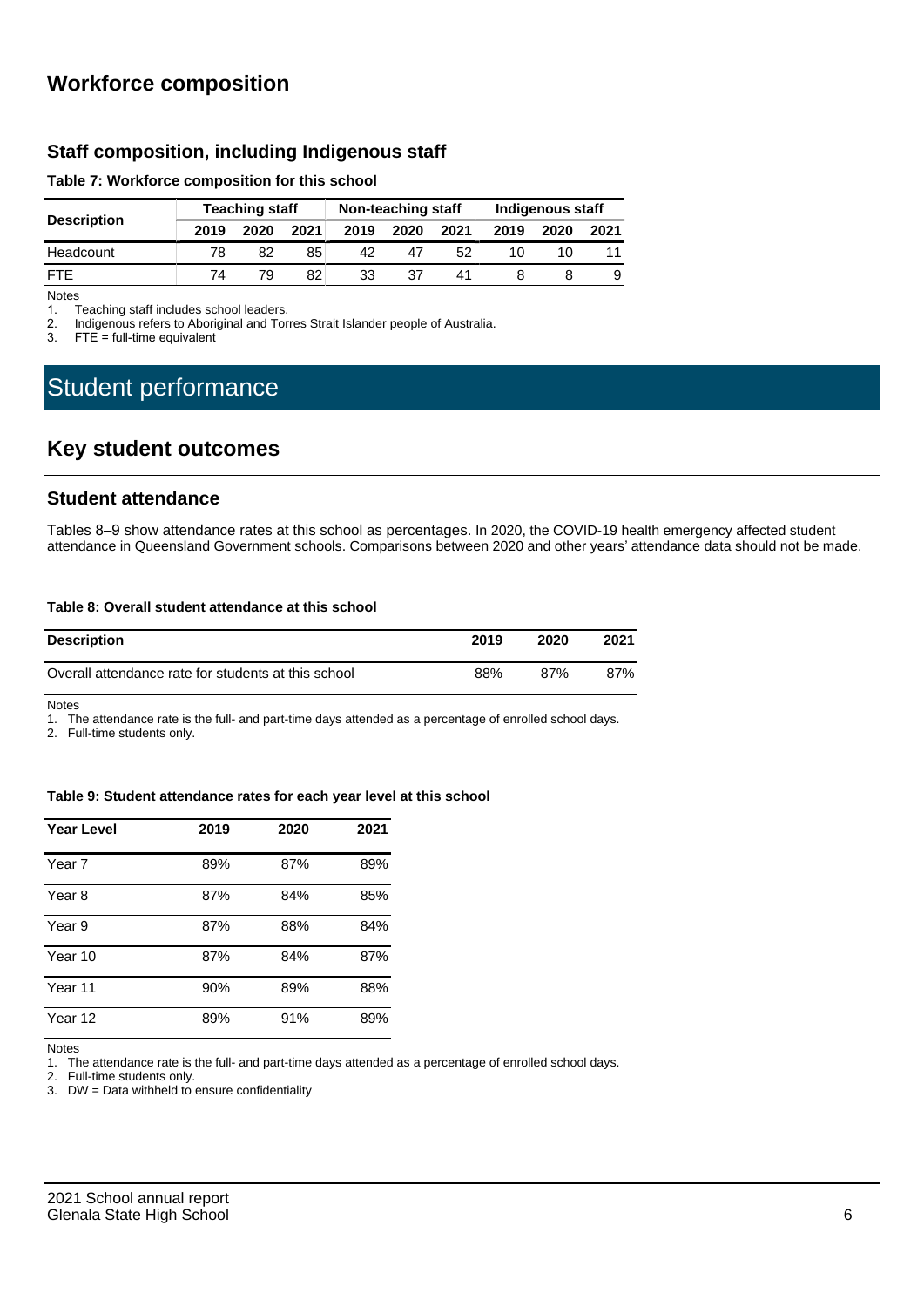## Workforce composition

### Staff composition, including Indigenous staff

**Table 7: Workforce composition for this school**

| Description | Teaching staff | | | Non-teaching staff | | | Indigenous staff | | |
|---|---|---|---|---|---|---|---|---|---|
| | 2019 | 2020 | 2021 | 2019 | 2020 | 2021 | 2019 | 2020 | 2021 |
| Headcount | 78 | 82 | 85 | 42 | 47 | 52 | 10 | 10 | 11 |
| FTE | 74 | 79 | 82 | 33 | 37 | 41 | 8 | 8 | 9 |

Notes

1. Teaching staff includes school leaders.
2. Indigenous refers to Aboriginal and Torres Strait Islander people of Australia.
3. FTE = full-time equivalent

# Student performance

## Key student outcomes

### Student attendance

Tables 8–9 show attendance rates at this school as percentages. In 2020, the COVID-19 health emergency affected student attendance in Queensland Government schools. Comparisons between 2020 and other years' attendance data should not be made.

**Table 8: Overall student attendance at this school**

| Description | 2019 | 2020 | 2021 |
|---|---|---|---|
| Overall attendance rate for students at this school | 88% | 87% | 87% |

Notes

1. The attendance rate is the full- and part-time days attended as a percentage of enrolled school days.
2. Full-time students only.

**Table 9: Student attendance rates for each year level at this school**

| Year Level | 2019 | 2020 | 2021 |
|---|---|---|---|
| Year 7 | 89% | 87% | 89% |
| Year 8 | 87% | 84% | 85% |
| Year 9 | 87% | 88% | 84% |
| Year 10 | 87% | 84% | 87% |
| Year 11 | 90% | 89% | 88% |
| Year 12 | 89% | 91% | 89% |

Notes

1. The attendance rate is the full- and part-time days attended as a percentage of enrolled school days.
2. Full-time students only.
3. DW = Data withheld to ensure confidentiality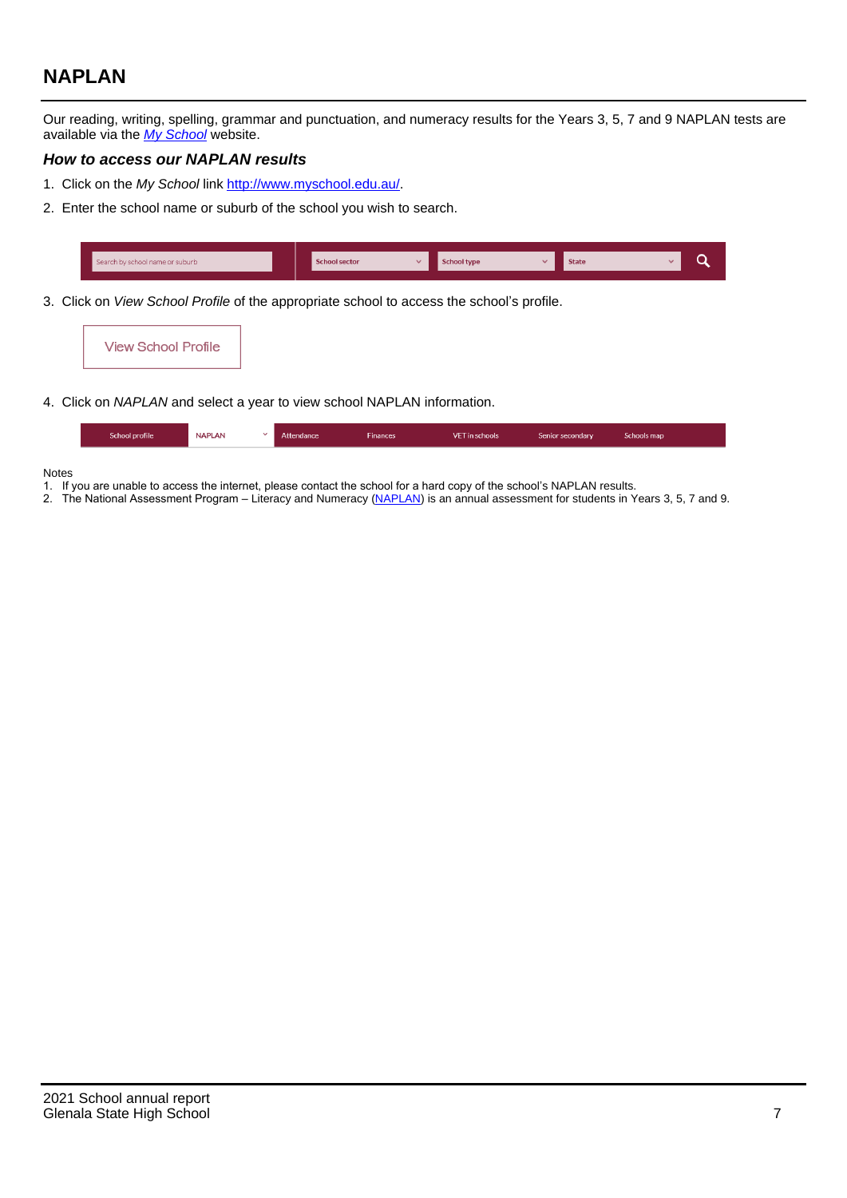## NAPLAN

Our reading, writing, spelling, grammar and punctuation, and numeracy results for the Years 3, 5, 7 and 9 NAPLAN tests are available via the *My School* website.

### *How to access our NAPLAN results*

1. Click on the *My School* link http://www.myschool.edu.au/.
2. Enter the school name or suburb of the school you wish to search.

| Search by school name or suburb | School sector | School type | State |
|---|---|---|---|

3. Click on *View School Profile* of the appropriate school to access the school's profile.

View School Profile

4. Click on *NAPLAN* and select a year to view school NAPLAN information.

| School profile | NAPLAN | Attendance | Finances | VET in schools | Senior secondary | Schools map |
|---|---|---|---|---|---|---|

Notes

1. If you are unable to access the internet, please contact the school for a hard copy of the school's NAPLAN results.
2. The National Assessment Program – Literacy and Numeracy (NAPLAN) is an annual assessment for students in Years 3, 5, 7 and 9.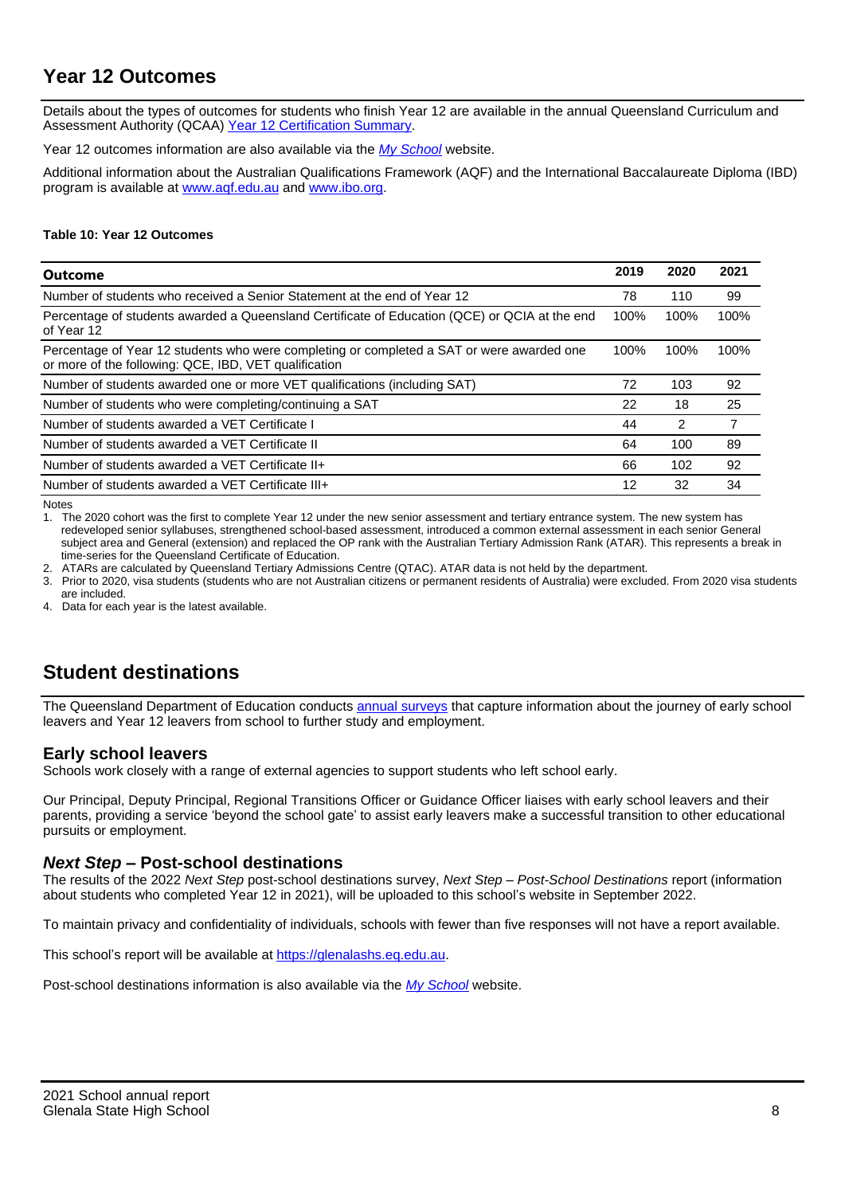## Year 12 Outcomes

Details about the types of outcomes for students who finish Year 12 are available in the annual Queensland Curriculum and Assessment Authority (QCAA) Year 12 Certification Summary.

Year 12 outcomes information are also available via the *My School* website.

Additional information about the Australian Qualifications Framework (AQF) and the International Baccalaureate Diploma (IBD) program is available at www.aqf.edu.au and www.ibo.org.

**Table 10: Year 12 Outcomes**

| Outcome | 2019 | 2020 | 2021 |
|---|---|---|---|
| Number of students who received a Senior Statement at the end of Year 12 | 78 | 110 | 99 |
| Percentage of students awarded a Queensland Certificate of Education (QCE) or QCIA at the end of Year 12 | 100% | 100% | 100% |
| Percentage of Year 12 students who were completing or completed a SAT or were awarded one or more of the following: QCE, IBD, VET qualification | 100% | 100% | 100% |
| Number of students awarded one or more VET qualifications (including SAT) | 72 | 103 | 92 |
| Number of students who were completing/continuing a SAT | 22 | 18 | 25 |
| Number of students awarded a VET Certificate I | 44 | 2 | 7 |
| Number of students awarded a VET Certificate II | 64 | 100 | 89 |
| Number of students awarded a VET Certificate II+ | 66 | 102 | 92 |
| Number of students awarded a VET Certificate III+ | 12 | 32 | 34 |

Notes

1. The 2020 cohort was the first to complete Year 12 under the new senior assessment and tertiary entrance system. The new system has redeveloped senior syllabuses, strengthened school-based assessment, introduced a common external assessment in each senior General subject area and General (extension) and replaced the OP rank with the Australian Tertiary Admission Rank (ATAR). This represents a break in time-series for the Queensland Certificate of Education.
2. ATARs are calculated by Queensland Tertiary Admissions Centre (QTAC). ATAR data is not held by the department.
3. Prior to 2020, visa students (students who are not Australian citizens or permanent residents of Australia) were excluded. From 2020 visa students are included.
4. Data for each year is the latest available.

## Student destinations

The Queensland Department of Education conducts annual surveys that capture information about the journey of early school leavers and Year 12 leavers from school to further study and employment.

### Early school leavers

Schools work closely with a range of external agencies to support students who left school early.

Our Principal, Deputy Principal, Regional Transitions Officer or Guidance Officer liaises with early school leavers and their parents, providing a service 'beyond the school gate' to assist early leavers make a successful transition to other educational pursuits or employment.

### *Next Step* – Post-school destinations

The results of the 2022 *Next Step* post-school destinations survey, *Next Step – Post-School Destinations* report (information about students who completed Year 12 in 2021), will be uploaded to this school's website in September 2022.

To maintain privacy and confidentiality of individuals, schools with fewer than five responses will not have a report available.

This school's report will be available at https://glenalashs.eq.edu.au.

Post-school destinations information is also available via the *My School* website.